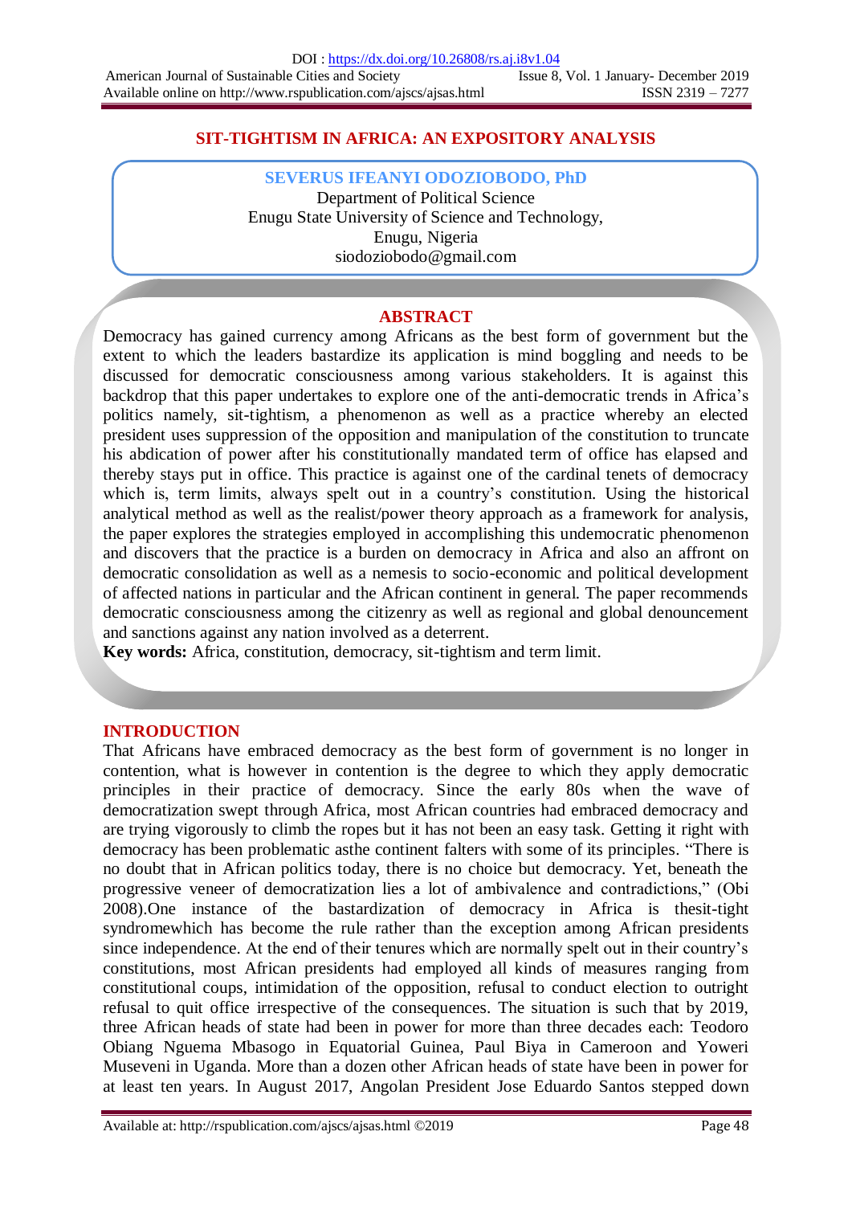# SIT-TIGHTISM IN AFRICA: AN EXPOSITORY ANALYSIS

**SEVERUS IFEANYI ODOZIOBODO, PhD**
Department of Political Science
Enugu State University of Science and Technology,
Enugu, Nigeria
siodoziobodo@gmail.com

## ABSTRACT

Democracy has gained currency among Africans as the best form of government but the extent to which the leaders bastardize its application is mind boggling and needs to be discussed for democratic consciousness among various stakeholders. It is against this backdrop that this paper undertakes to explore one of the anti-democratic trends in Africa's politics namely, sit-tightism, a phenomenon as well as a practice whereby an elected president uses suppression of the opposition and manipulation of the constitution to truncate his abdication of power after his constitutionally mandated term of office has elapsed and thereby stays put in office. This practice is against one of the cardinal tenets of democracy which is, term limits, always spelt out in a country's constitution. Using the historical analytical method as well as the realist/power theory approach as a framework for analysis, the paper explores the strategies employed in accomplishing this undemocratic phenomenon and discovers that the practice is a burden on democracy in Africa and also an affront on democratic consolidation as well as a nemesis to socio-economic and political development of affected nations in particular and the African continent in general. The paper recommends democratic consciousness among the citizenry as well as regional and global denouncement and sanctions against any nation involved as a deterrent.

**Key words:** Africa, constitution, democracy, sit-tightism and term limit.

## INTRODUCTION

That Africans have embraced democracy as the best form of government is no longer in contention, what is however in contention is the degree to which they apply democratic principles in their practice of democracy. Since the early 80s when the wave of democratization swept through Africa, most African countries had embraced democracy and are trying vigorously to climb the ropes but it has not been an easy task. Getting it right with democracy has been problematic asthe continent falters with some of its principles. "There is no doubt that in African politics today, there is no choice but democracy. Yet, beneath the progressive veneer of democratization lies a lot of ambivalence and contradictions," (Obi 2008).One instance of the bastardization of democracy in Africa is thesit-tight syndromewhich has become the rule rather than the exception among African presidents since independence. At the end of their tenures which are normally spelt out in their country's constitutions, most African presidents had employed all kinds of measures ranging from constitutional coups, intimidation of the opposition, refusal to conduct election to outright refusal to quit office irrespective of the consequences. The situation is such that by 2019, three African heads of state had been in power for more than three decades each: Teodoro Obiang Nguema Mbasogo in Equatorial Guinea, Paul Biya in Cameroon and Yoweri Museveni in Uganda. More than a dozen other African heads of state have been in power for at least ten years. In August 2017, Angolan President Jose Eduardo Santos stepped down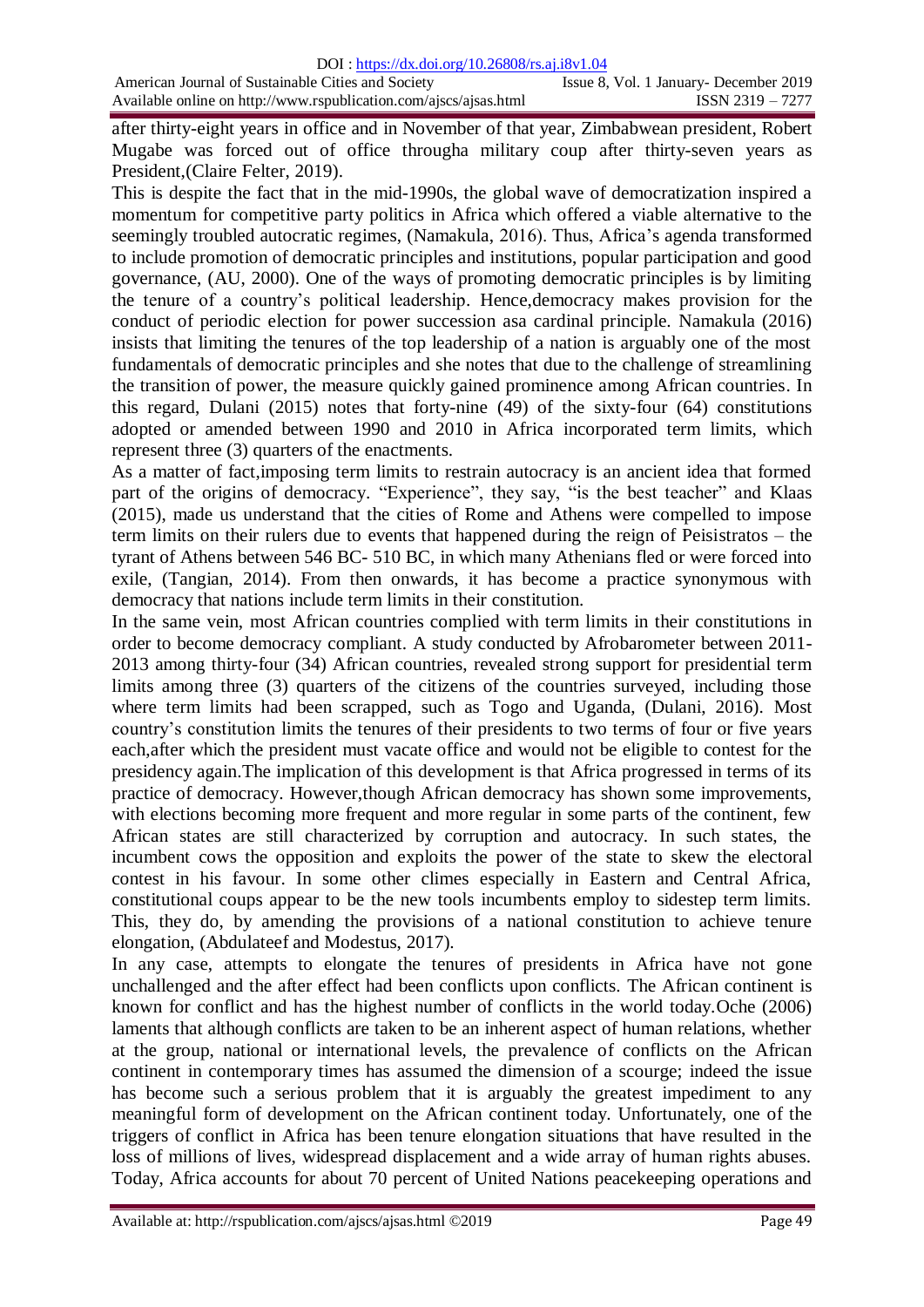after thirty-eight years in office and in November of that year, Zimbabwean president, Robert Mugabe was forced out of office througha military coup after thirty-seven years as President,(Claire Felter, 2019).

This is despite the fact that in the mid-1990s, the global wave of democratization inspired a momentum for competitive party politics in Africa which offered a viable alternative to the seemingly troubled autocratic regimes, (Namakula, 2016). Thus, Africa's agenda transformed to include promotion of democratic principles and institutions, popular participation and good governance, (AU, 2000). One of the ways of promoting democratic principles is by limiting the tenure of a country's political leadership. Hence,democracy makes provision for the conduct of periodic election for power succession asa cardinal principle. Namakula (2016) insists that limiting the tenures of the top leadership of a nation is arguably one of the most fundamentals of democratic principles and she notes that due to the challenge of streamlining the transition of power, the measure quickly gained prominence among African countries. In this regard, Dulani (2015) notes that forty-nine (49) of the sixty-four (64) constitutions adopted or amended between 1990 and 2010 in Africa incorporated term limits, which represent three (3) quarters of the enactments.

As a matter of fact,imposing term limits to restrain autocracy is an ancient idea that formed part of the origins of democracy. "Experience", they say, "is the best teacher" and Klaas (2015), made us understand that the cities of Rome and Athens were compelled to impose term limits on their rulers due to events that happened during the reign of Peisistratos – the tyrant of Athens between 546 BC- 510 BC, in which many Athenians fled or were forced into exile, (Tangian, 2014). From then onwards, it has become a practice synonymous with democracy that nations include term limits in their constitution.

In the same vein, most African countries complied with term limits in their constitutions in order to become democracy compliant. A study conducted by Afrobarometer between 2011-2013 among thirty-four (34) African countries, revealed strong support for presidential term limits among three (3) quarters of the citizens of the countries surveyed, including those where term limits had been scrapped, such as Togo and Uganda, (Dulani, 2016). Most country's constitution limits the tenures of their presidents to two terms of four or five years each,after which the president must vacate office and would not be eligible to contest for the presidency again.The implication of this development is that Africa progressed in terms of its practice of democracy. However,though African democracy has shown some improvements, with elections becoming more frequent and more regular in some parts of the continent, few African states are still characterized by corruption and autocracy. In such states, the incumbent cows the opposition and exploits the power of the state to skew the electoral contest in his favour. In some other climes especially in Eastern and Central Africa, constitutional coups appear to be the new tools incumbents employ to sidestep term limits. This, they do, by amending the provisions of a national constitution to achieve tenure elongation, (Abdulateef and Modestus, 2017).

In any case, attempts to elongate the tenures of presidents in Africa have not gone unchallenged and the after effect had been conflicts upon conflicts. The African continent is known for conflict and has the highest number of conflicts in the world today.Oche (2006) laments that although conflicts are taken to be an inherent aspect of human relations, whether at the group, national or international levels, the prevalence of conflicts on the African continent in contemporary times has assumed the dimension of a scourge; indeed the issue has become such a serious problem that it is arguably the greatest impediment to any meaningful form of development on the African continent today. Unfortunately, one of the triggers of conflict in Africa has been tenure elongation situations that have resulted in the loss of millions of lives, widespread displacement and a wide array of human rights abuses. Today, Africa accounts for about 70 percent of United Nations peacekeeping operations and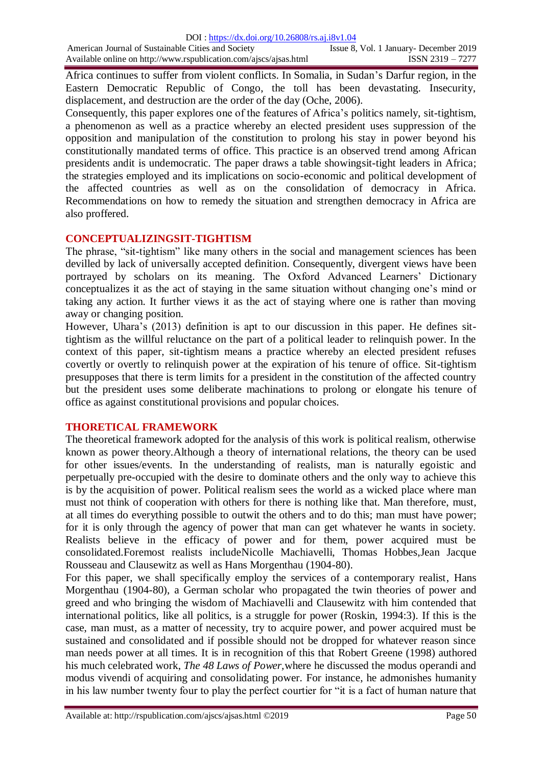Africa continues to suffer from violent conflicts. In Somalia, in Sudan's Darfur region, in the Eastern Democratic Republic of Congo, the toll has been devastating. Insecurity, displacement, and destruction are the order of the day (Oche, 2006).

Consequently, this paper explores one of the features of Africa's politics namely, sit-tightism, a phenomenon as well as a practice whereby an elected president uses suppression of the opposition and manipulation of the constitution to prolong his stay in power beyond his constitutionally mandated terms of office. This practice is an observed trend among African presidents andit is undemocratic. The paper draws a table showingsit-tight leaders in Africa; the strategies employed and its implications on socio-economic and political development of the affected countries as well as on the consolidation of democracy in Africa. Recommendations on how to remedy the situation and strengthen democracy in Africa are also proffered.

## CONCEPTUALIZINGSIT-TIGHTISM

The phrase, "sit-tightism" like many others in the social and management sciences has been devilled by lack of universally accepted definition. Consequently, divergent views have been portrayed by scholars on its meaning. The Oxford Advanced Learners' Dictionary conceptualizes it as the act of staying in the same situation without changing one's mind or taking any action. It further views it as the act of staying where one is rather than moving away or changing position.

However, Uhara's (2013) definition is apt to our discussion in this paper. He defines sit-tightism as the willful reluctance on the part of a political leader to relinquish power. In the context of this paper, sit-tightism means a practice whereby an elected president refuses covertly or overtly to relinquish power at the expiration of his tenure of office. Sit-tightism presupposes that there is term limits for a president in the constitution of the affected country but the president uses some deliberate machinations to prolong or elongate his tenure of office as against constitutional provisions and popular choices.

## THORETICAL FRAMEWORK

The theoretical framework adopted for the analysis of this work is political realism, otherwise known as power theory.Although a theory of international relations, the theory can be used for other issues/events. In the understanding of realists, man is naturally egoistic and perpetually pre-occupied with the desire to dominate others and the only way to achieve this is by the acquisition of power. Political realism sees the world as a wicked place where man must not think of cooperation with others for there is nothing like that. Man therefore, must, at all times do everything possible to outwit the others and to do this; man must have power; for it is only through the agency of power that man can get whatever he wants in society. Realists believe in the efficacy of power and for them, power acquired must be consolidated.Foremost realists includeNicolle Machiavelli, Thomas Hobbes,Jean Jacque Rousseau and Clausewitz as well as Hans Morgenthau (1904-80).

For this paper, we shall specifically employ the services of a contemporary realist, Hans Morgenthau (1904-80), a German scholar who propagated the twin theories of power and greed and who bringing the wisdom of Machiavelli and Clausewitz with him contended that international politics, like all politics, is a struggle for power (Roskin, 1994:3). If this is the case, man must, as a matter of necessity, try to acquire power, and power acquired must be sustained and consolidated and if possible should not be dropped for whatever reason since man needs power at all times. It is in recognition of this that Robert Greene (1998) authored his much celebrated work, *The 48 Laws of Power*,where he discussed the modus operandi and modus vivendi of acquiring and consolidating power. For instance, he admonishes humanity in his law number twenty four to play the perfect courtier for "it is a fact of human nature that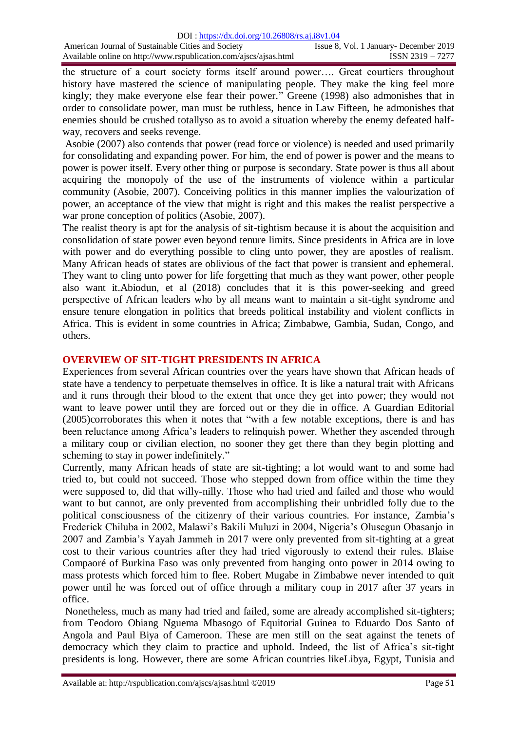the structure of a court society forms itself around power…. Great courtiers throughout history have mastered the science of manipulating people. They make the king feel more kingly; they make everyone else fear their power." Greene (1998) also admonishes that in order to consolidate power, man must be ruthless, hence in Law Fifteen, he admonishes that enemies should be crushed totallyso as to avoid a situation whereby the enemy defeated half-way, recovers and seeks revenge.

Asobie (2007) also contends that power (read force or violence) is needed and used primarily for consolidating and expanding power. For him, the end of power is power and the means to power is power itself. Every other thing or purpose is secondary. State power is thus all about acquiring the monopoly of the use of the instruments of violence within a particular community (Asobie, 2007). Conceiving politics in this manner implies the valourization of power, an acceptance of the view that might is right and this makes the realist perspective a war prone conception of politics (Asobie, 2007).

The realist theory is apt for the analysis of sit-tightism because it is about the acquisition and consolidation of state power even beyond tenure limits. Since presidents in Africa are in love with power and do everything possible to cling unto power, they are apostles of realism. Many African heads of states are oblivious of the fact that power is transient and ephemeral. They want to cling unto power for life forgetting that much as they want power, other people also want it.Abiodun, et al (2018) concludes that it is this power-seeking and greed perspective of African leaders who by all means want to maintain a sit-tight syndrome and ensure tenure elongation in politics that breeds political instability and violent conflicts in Africa. This is evident in some countries in Africa; Zimbabwe, Gambia, Sudan, Congo, and others.

## OVERVIEW OF SIT-TIGHT PRESIDENTS IN AFRICA

Experiences from several African countries over the years have shown that African heads of state have a tendency to perpetuate themselves in office. It is like a natural trait with Africans and it runs through their blood to the extent that once they get into power; they would not want to leave power until they are forced out or they die in office. A Guardian Editorial (2005)corroborates this when it notes that "with a few notable exceptions, there is and has been reluctance among Africa's leaders to relinquish power. Whether they ascended through a military coup or civilian election, no sooner they get there than they begin plotting and scheming to stay in power indefinitely."

Currently, many African heads of state are sit-tighting; a lot would want to and some had tried to, but could not succeed. Those who stepped down from office within the time they were supposed to, did that willy-nilly. Those who had tried and failed and those who would want to but cannot, are only prevented from accomplishing their unbridled folly due to the political consciousness of the citizenry of their various countries. For instance, Zambia's Frederick Chiluba in 2002, Malawi's Bakili Muluzi in 2004, Nigeria's Olusegun Obasanjo in 2007 and Zambia's Yayah Jammeh in 2017 were only prevented from sit-tighting at a great cost to their various countries after they had tried vigorously to extend their rules. Blaise Compaoré of Burkina Faso was only prevented from hanging onto power in 2014 owing to mass protests which forced him to flee. Robert Mugabe in Zimbabwe never intended to quit power until he was forced out of office through a military coup in 2017 after 37 years in office.

Nonetheless, much as many had tried and failed, some are already accomplished sit-tighters; from Teodoro Obiang Nguema Mbasogo of Equitorial Guinea to Eduardo Dos Santo of Angola and Paul Biya of Cameroon. These are men still on the seat against the tenets of democracy which they claim to practice and uphold. Indeed, the list of Africa's sit-tight presidents is long. However, there are some African countries likeLibya, Egypt, Tunisia and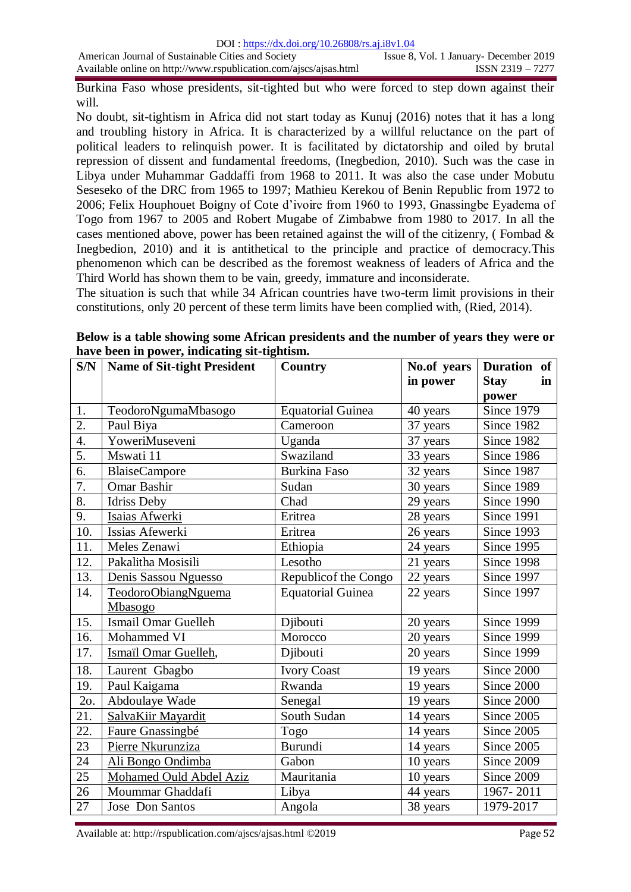Burkina Faso whose presidents, sit-tighted but who were forced to step down against their will.

No doubt, sit-tightism in Africa did not start today as Kunuj (2016) notes that it has a long and troubling history in Africa. It is characterized by a willful reluctance on the part of political leaders to relinquish power. It is facilitated by dictatorship and oiled by brutal repression of dissent and fundamental freedoms, (Inegbedion, 2010). Such was the case in Libya under Muhammar Gaddaffi from 1968 to 2011. It was also the case under Mobutu Seseseko of the DRC from 1965 to 1997; Mathieu Kerekou of Benin Republic from 1972 to 2006; Felix Houphouet Boigny of Cote d'ivoire from 1960 to 1993, Gnassingbe Eyadema of Togo from 1967 to 2005 and Robert Mugabe of Zimbabwe from 1980 to 2017. In all the cases mentioned above, power has been retained against the will of the citizenry, ( Fombad & Inegbedion, 2010) and it is antithetical to the principle and practice of democracy.This phenomenon which can be described as the foremost weakness of leaders of Africa and the Third World has shown them to be vain, greedy, immature and inconsiderate.

The situation is such that while 34 African countries have two-term limit provisions in their constitutions, only 20 percent of these term limits have been complied with, (Ried, 2014).

**Below is a table showing some African presidents and the number of years they were or have been in power, indicating sit-tightism.**

| S/N | Name of Sit-tight President | Country | No.of years in power | Duration of Stay in power |
|---|---|---|---|---|
| 1. | TeodoroNgumaMbasogo | Equatorial Guinea | 40 years | Since 1979 |
| 2. | Paul Biya | Cameroon | 37 years | Since 1982 |
| 4. | YoweriMuseveni | Uganda | 37 years | Since 1982 |
| 5. | Mswati 11 | Swaziland | 33 years | Since 1986 |
| 6. | BlaiseCampore | Burkina Faso | 32 years | Since 1987 |
| 7. | Omar Bashir | Sudan | 30 years | Since 1989 |
| 8. | Idriss Deby | Chad | 29 years | Since 1990 |
| 9. | Isaias Afwerki | Eritrea | 28 years | Since 1991 |
| 10. | Issias Afewerki | Eritrea | 26 years | Since 1993 |
| 11. | Meles Zenawi | Ethiopia | 24 years | Since 1995 |
| 12. | Pakalitha Mosisili | Lesotho | 21 years | Since 1998 |
| 13. | Denis Sassou Nguesso | Republicof the Congo | 22 years | Since 1997 |
| 14. | TeodoroObiangNguema Mbasogo | Equatorial Guinea | 22 years | Since 1997 |
| 15. | Ismail Omar Guelleh | Djibouti | 20 years | Since 1999 |
| 16. | Mohammed VI | Morocco | 20 years | Since 1999 |
| 17. | Ismaïl Omar Guelleh, | Djibouti | 20 years | Since 1999 |
| 18. | Laurent Gbagbo | Ivory Coast | 19 years | Since 2000 |
| 19. | Paul Kaigama | Rwanda | 19 years | Since 2000 |
| 2o. | Abdoulaye Wade | Senegal | 19 years | Since 2000 |
| 21. | SalvaKiir Mayardit | South Sudan | 14 years | Since 2005 |
| 22. | Faure Gnassingbé | Togo | 14 years | Since 2005 |
| 23 | Pierre Nkurunziza | Burundi | 14 years | Since 2005 |
| 24 | Ali Bongo Ondimba | Gabon | 10 years | Since 2009 |
| 25 | Mohamed Ould Abdel Aziz | Mauritania | 10 years | Since 2009 |
| 26 | Moummar Ghaddafi | Libya | 44 years | 1967- 2011 |
| 27 | Jose Don Santos | Angola | 38 years | 1979-2017 |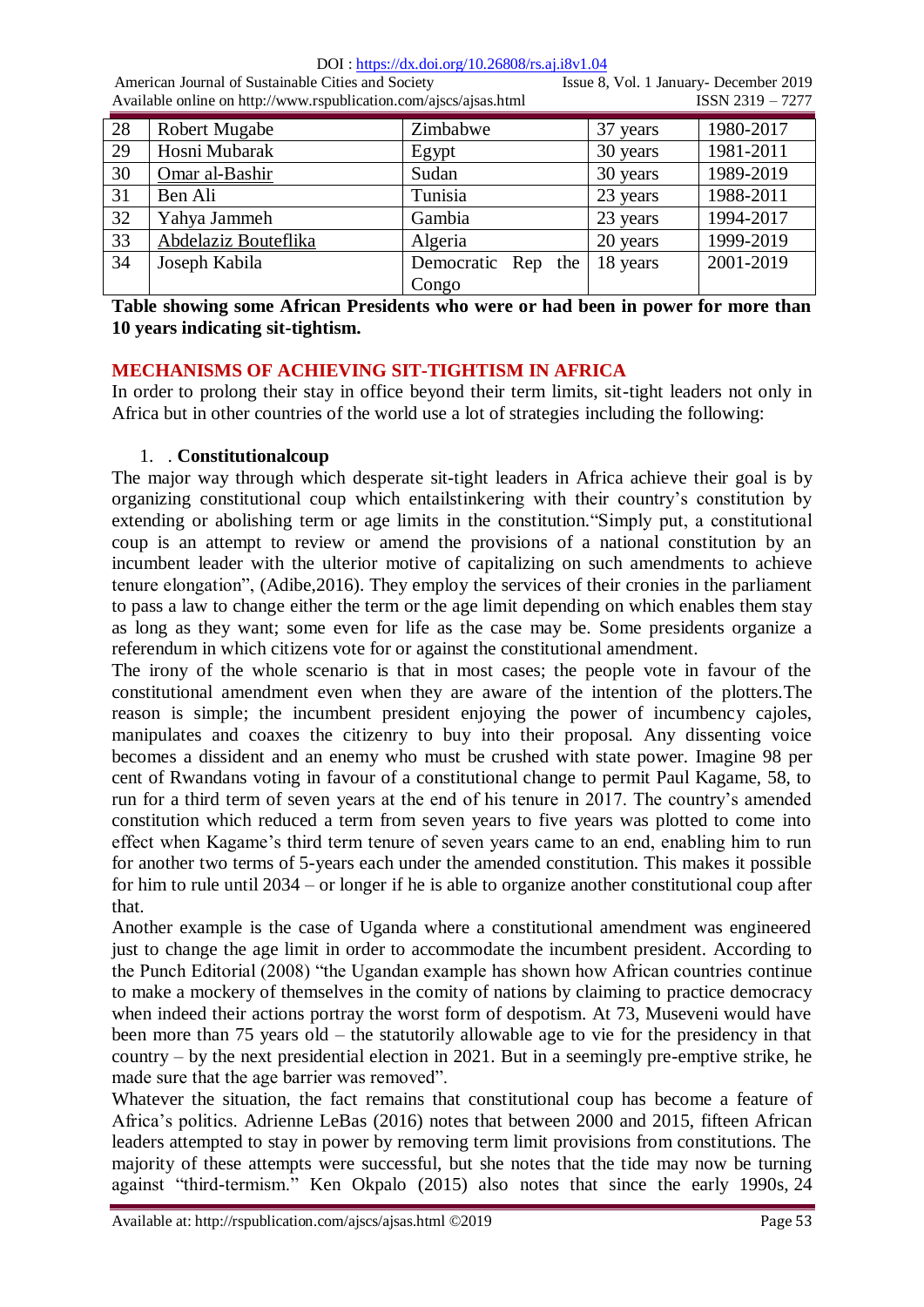| 28 | Robert Mugabe | Zimbabwe | 37 years | 1980-2017 |
|---|---|---|---|---|
| 29 | Hosni Mubarak | Egypt | 30 years | 1981-2011 |
| 30 | Omar al-Bashir | Sudan | 30 years | 1989-2019 |
| 31 | Ben Ali | Tunisia | 23 years | 1988-2011 |
| 32 | Yahya Jammeh | Gambia | 23 years | 1994-2017 |
| 33 | Abdelaziz Bouteflika | Algeria | 20 years | 1999-2019 |
| 34 | Joseph Kabila | Democratic Rep the Congo | 18 years | 2001-2019 |

**Table showing some African Presidents who were or had been in power for more than 10 years indicating sit-tightism.**

## MECHANISMS OF ACHIEVING SIT-TIGHTISM IN AFRICA

In order to prolong their stay in office beyond their term limits, sit-tight leaders not only in Africa but in other countries of the world use a lot of strategies including the following:

1. . **Constitutionalcoup**

The major way through which desperate sit-tight leaders in Africa achieve their goal is by organizing constitutional coup which entailstinkering with their country's constitution by extending or abolishing term or age limits in the constitution."Simply put, a constitutional coup is an attempt to review or amend the provisions of a national constitution by an incumbent leader with the ulterior motive of capitalizing on such amendments to achieve tenure elongation", (Adibe,2016). They employ the services of their cronies in the parliament to pass a law to change either the term or the age limit depending on which enables them stay as long as they want; some even for life as the case may be. Some presidents organize a referendum in which citizens vote for or against the constitutional amendment.

The irony of the whole scenario is that in most cases; the people vote in favour of the constitutional amendment even when they are aware of the intention of the plotters.The reason is simple; the incumbent president enjoying the power of incumbency cajoles, manipulates and coaxes the citizenry to buy into their proposal. Any dissenting voice becomes a dissident and an enemy who must be crushed with state power. Imagine 98 per cent of Rwandans voting in favour of a constitutional change to permit Paul Kagame, 58, to run for a third term of seven years at the end of his tenure in 2017. The country's amended constitution which reduced a term from seven years to five years was plotted to come into effect when Kagame's third term tenure of seven years came to an end, enabling him to run for another two terms of 5-years each under the amended constitution. This makes it possible for him to rule until 2034 – or longer if he is able to organize another constitutional coup after that.

Another example is the case of Uganda where a constitutional amendment was engineered just to change the age limit in order to accommodate the incumbent president. According to the Punch Editorial (2008) "the Ugandan example has shown how African countries continue to make a mockery of themselves in the comity of nations by claiming to practice democracy when indeed their actions portray the worst form of despotism. At 73, Museveni would have been more than 75 years old – the statutorily allowable age to vie for the presidency in that country – by the next presidential election in 2021. But in a seemingly pre-emptive strike, he made sure that the age barrier was removed".

Whatever the situation, the fact remains that constitutional coup has become a feature of Africa's politics. Adrienne LeBas (2016) notes that between 2000 and 2015, fifteen African leaders attempted to stay in power by removing term limit provisions from constitutions. The majority of these attempts were successful, but she notes that the tide may now be turning against "third-termism." Ken Okpalo (2015) also notes that since the early 1990s, 24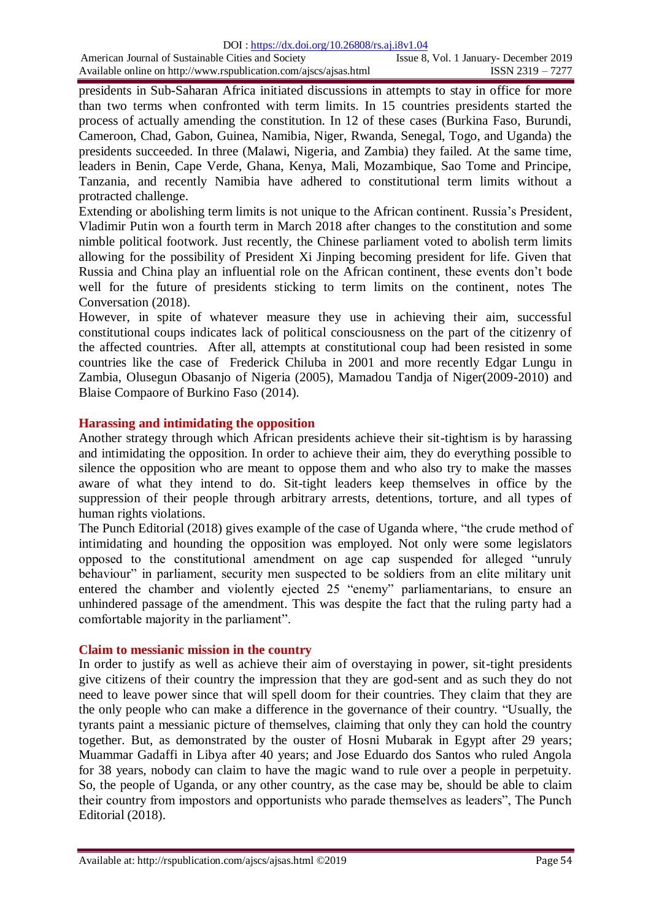presidents in Sub-Saharan Africa initiated discussions in attempts to stay in office for more than two terms when confronted with term limits. In 15 countries presidents started the process of actually amending the constitution. In 12 of these cases (Burkina Faso, Burundi, Cameroon, Chad, Gabon, Guinea, Namibia, Niger, Rwanda, Senegal, Togo, and Uganda) the presidents succeeded. In three (Malawi, Nigeria, and Zambia) they failed. At the same time, leaders in Benin, Cape Verde, Ghana, Kenya, Mali, Mozambique, Sao Tome and Principe, Tanzania, and recently Namibia have adhered to constitutional term limits without a protracted challenge.

Extending or abolishing term limits is not unique to the African continent. Russia's President, Vladimir Putin won a fourth term in March 2018 after changes to the constitution and some nimble political footwork. Just recently, the Chinese parliament voted to abolish term limits allowing for the possibility of President Xi Jinping becoming president for life. Given that Russia and China play an influential role on the African continent, these events don't bode well for the future of presidents sticking to term limits on the continent, notes The Conversation (2018).

However, in spite of whatever measure they use in achieving their aim, successful constitutional coups indicates lack of political consciousness on the part of the citizenry of the affected countries. After all, attempts at constitutional coup had been resisted in some countries like the case of Frederick Chiluba in 2001 and more recently Edgar Lungu in Zambia, Olusegun Obasanjo of Nigeria (2005), Mamadou Tandja of Niger(2009-2010) and Blaise Compaore of Burkino Faso (2014).

## Harassing and intimidating the opposition

Another strategy through which African presidents achieve their sit-tightism is by harassing and intimidating the opposition. In order to achieve their aim, they do everything possible to silence the opposition who are meant to oppose them and who also try to make the masses aware of what they intend to do. Sit-tight leaders keep themselves in office by the suppression of their people through arbitrary arrests, detentions, torture, and all types of human rights violations.

The Punch Editorial (2018) gives example of the case of Uganda where, "the crude method of intimidating and hounding the opposition was employed. Not only were some legislators opposed to the constitutional amendment on age cap suspended for alleged "unruly behaviour" in parliament, security men suspected to be soldiers from an elite military unit entered the chamber and violently ejected 25 "enemy" parliamentarians, to ensure an unhindered passage of the amendment. This was despite the fact that the ruling party had a comfortable majority in the parliament".

## Claim to messianic mission in the country

In order to justify as well as achieve their aim of overstaying in power, sit-tight presidents give citizens of their country the impression that they are god-sent and as such they do not need to leave power since that will spell doom for their countries. They claim that they are the only people who can make a difference in the governance of their country. "Usually, the tyrants paint a messianic picture of themselves, claiming that only they can hold the country together. But, as demonstrated by the ouster of Hosni Mubarak in Egypt after 29 years; Muammar Gadaffi in Libya after 40 years; and Jose Eduardo dos Santos who ruled Angola for 38 years, nobody can claim to have the magic wand to rule over a people in perpetuity. So, the people of Uganda, or any other country, as the case may be, should be able to claim their country from impostors and opportunists who parade themselves as leaders", The Punch Editorial (2018).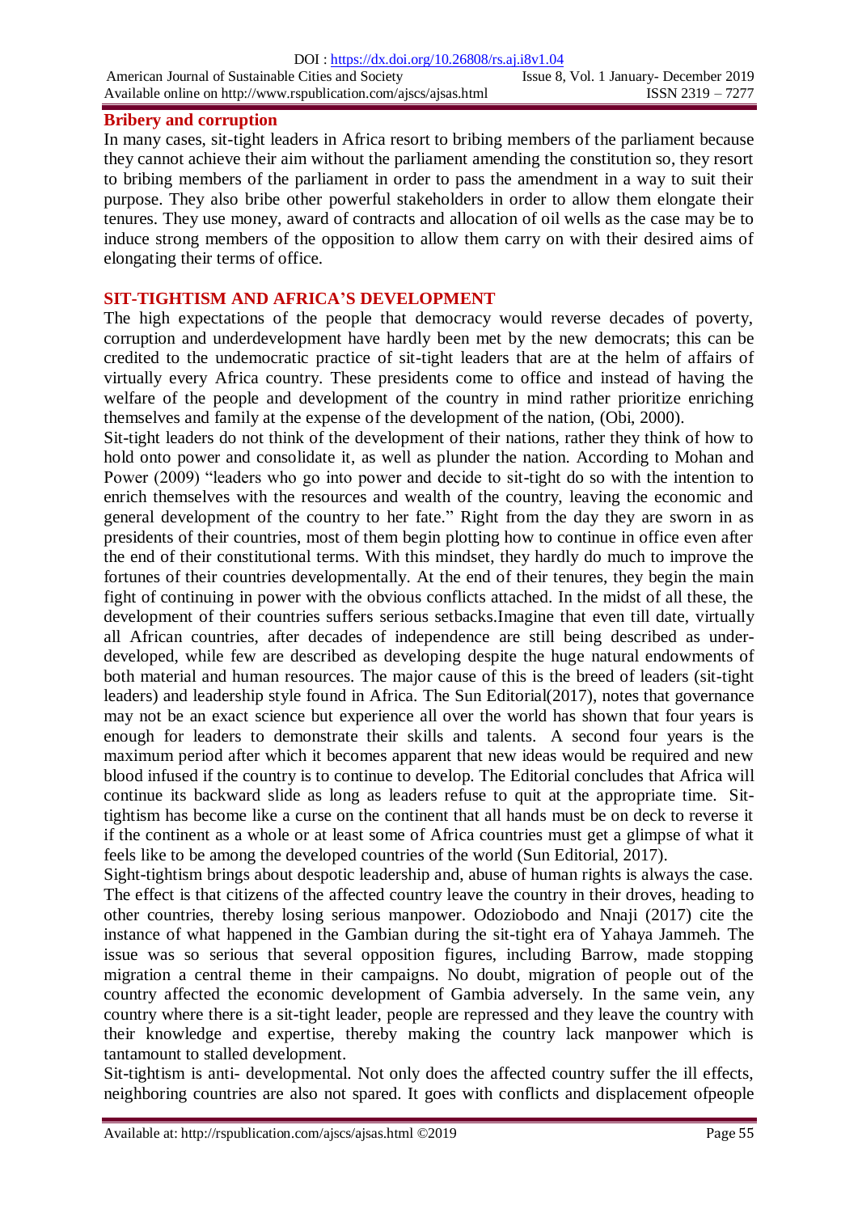### Bribery and corruption

In many cases, sit-tight leaders in Africa resort to bribing members of the parliament because they cannot achieve their aim without the parliament amending the constitution so, they resort to bribing members of the parliament in order to pass the amendment in a way to suit their purpose. They also bribe other powerful stakeholders in order to allow them elongate their tenures. They use money, award of contracts and allocation of oil wells as the case may be to induce strong members of the opposition to allow them carry on with their desired aims of elongating their terms of office.

## SIT-TIGHTISM AND AFRICA'S DEVELOPMENT

The high expectations of the people that democracy would reverse decades of poverty, corruption and underdevelopment have hardly been met by the new democrats; this can be credited to the undemocratic practice of sit-tight leaders that are at the helm of affairs of virtually every Africa country. These presidents come to office and instead of having the welfare of the people and development of the country in mind rather prioritize enriching themselves and family at the expense of the development of the nation, (Obi, 2000).

Sit-tight leaders do not think of the development of their nations, rather they think of how to hold onto power and consolidate it, as well as plunder the nation. According to Mohan and Power (2009) "leaders who go into power and decide to sit-tight do so with the intention to enrich themselves with the resources and wealth of the country, leaving the economic and general development of the country to her fate." Right from the day they are sworn in as presidents of their countries, most of them begin plotting how to continue in office even after the end of their constitutional terms. With this mindset, they hardly do much to improve the fortunes of their countries developmentally. At the end of their tenures, they begin the main fight of continuing in power with the obvious conflicts attached. In the midst of all these, the development of their countries suffers serious setbacks.Imagine that even till date, virtually all African countries, after decades of independence are still being described as under-developed, while few are described as developing despite the huge natural endowments of both material and human resources. The major cause of this is the breed of leaders (sit-tight leaders) and leadership style found in Africa. The Sun Editorial(2017), notes that governance may not be an exact science but experience all over the world has shown that four years is enough for leaders to demonstrate their skills and talents. A second four years is the maximum period after which it becomes apparent that new ideas would be required and new blood infused if the country is to continue to develop. The Editorial concludes that Africa will continue its backward slide as long as leaders refuse to quit at the appropriate time. Sit-tightism has become like a curse on the continent that all hands must be on deck to reverse it if the continent as a whole or at least some of Africa countries must get a glimpse of what it feels like to be among the developed countries of the world (Sun Editorial, 2017).

Sight-tightism brings about despotic leadership and, abuse of human rights is always the case. The effect is that citizens of the affected country leave the country in their droves, heading to other countries, thereby losing serious manpower. Odoziobodo and Nnaji (2017) cite the instance of what happened in the Gambian during the sit-tight era of Yahaya Jammeh. The issue was so serious that several opposition figures, including Barrow, made stopping migration a central theme in their campaigns. No doubt, migration of people out of the country affected the economic development of Gambia adversely. In the same vein, any country where there is a sit-tight leader, people are repressed and they leave the country with their knowledge and expertise, thereby making the country lack manpower which is tantamount to stalled development.

Sit-tightism is anti- developmental. Not only does the affected country suffer the ill effects, neighboring countries are also not spared. It goes with conflicts and displacement ofpeople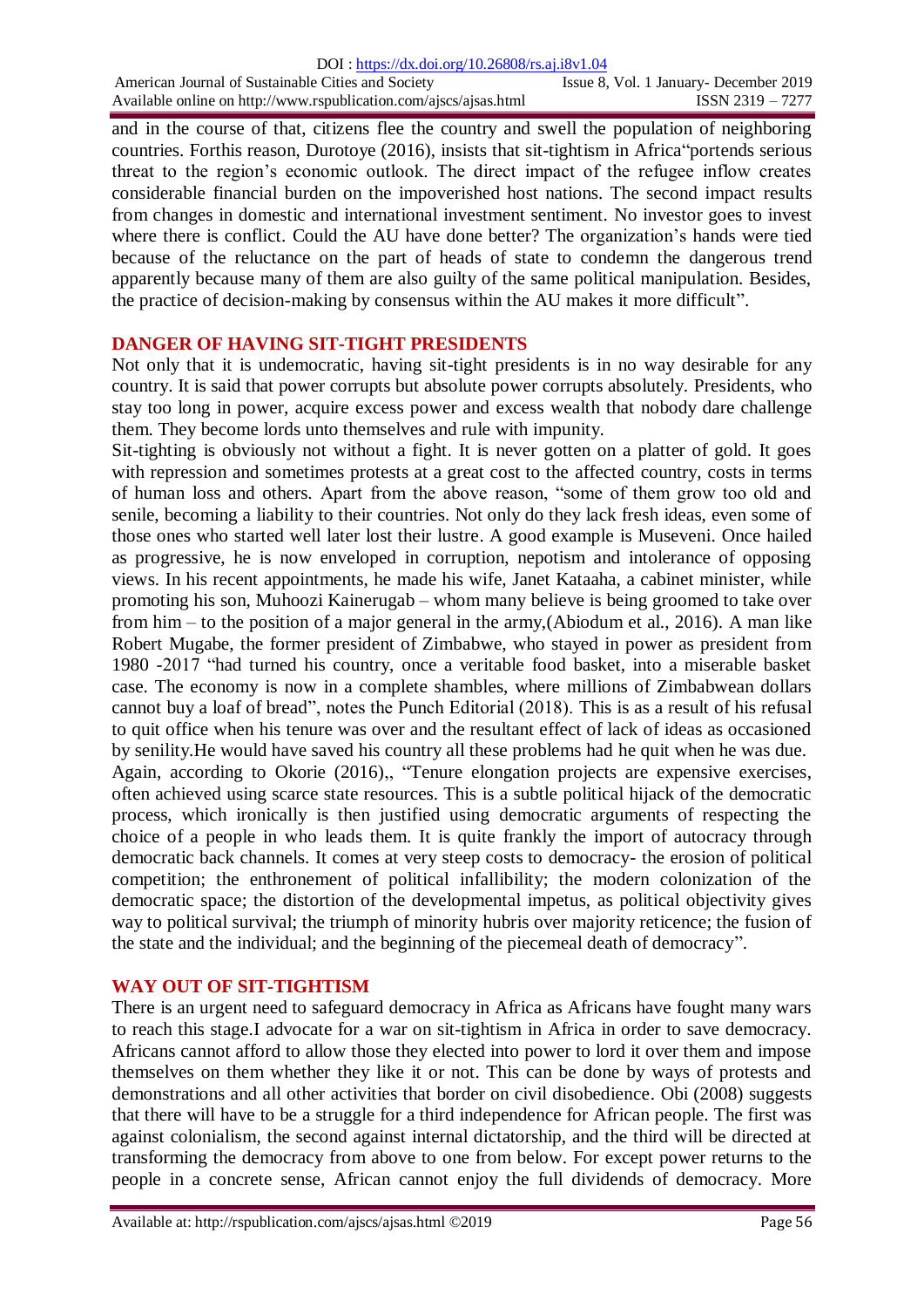and in the course of that, citizens flee the country and swell the population of neighboring countries. Forthis reason, Durotoye (2016), insists that sit-tightism in Africa"portends serious threat to the region's economic outlook. The direct impact of the refugee inflow creates considerable financial burden on the impoverished host nations. The second impact results from changes in domestic and international investment sentiment. No investor goes to invest where there is conflict. Could the AU have done better? The organization's hands were tied because of the reluctance on the part of heads of state to condemn the dangerous trend apparently because many of them are also guilty of the same political manipulation. Besides, the practice of decision-making by consensus within the AU makes it more difficult".

## DANGER OF HAVING SIT-TIGHT PRESIDENTS

Not only that it is undemocratic, having sit-tight presidents is in no way desirable for any country. It is said that power corrupts but absolute power corrupts absolutely. Presidents, who stay too long in power, acquire excess power and excess wealth that nobody dare challenge them. They become lords unto themselves and rule with impunity.

Sit-tighting is obviously not without a fight. It is never gotten on a platter of gold. It goes with repression and sometimes protests at a great cost to the affected country, costs in terms of human loss and others. Apart from the above reason, "some of them grow too old and senile, becoming a liability to their countries. Not only do they lack fresh ideas, even some of those ones who started well later lost their lustre. A good example is Museveni. Once hailed as progressive, he is now enveloped in corruption, nepotism and intolerance of opposing views. In his recent appointments, he made his wife, Janet Kataaha, a cabinet minister, while promoting his son, Muhoozi Kainerugab – whom many believe is being groomed to take over from him – to the position of a major general in the army,(Abiodum et al., 2016). A man like Robert Mugabe, the former president of Zimbabwe, who stayed in power as president from 1980 -2017 "had turned his country, once a veritable food basket, into a miserable basket case. The economy is now in a complete shambles, where millions of Zimbabwean dollars cannot buy a loaf of bread", notes the Punch Editorial (2018). This is as a result of his refusal to quit office when his tenure was over and the resultant effect of lack of ideas as occasioned by senility.He would have saved his country all these problems had he quit when he was due.

Again, according to Okorie (2016),, "Tenure elongation projects are expensive exercises, often achieved using scarce state resources. This is a subtle political hijack of the democratic process, which ironically is then justified using democratic arguments of respecting the choice of a people in who leads them. It is quite frankly the import of autocracy through democratic back channels. It comes at very steep costs to democracy- the erosion of political competition; the enthronement of political infallibility; the modern colonization of the democratic space; the distortion of the developmental impetus, as political objectivity gives way to political survival; the triumph of minority hubris over majority reticence; the fusion of the state and the individual; and the beginning of the piecemeal death of democracy".

## WAY OUT OF SIT-TIGHTISM

There is an urgent need to safeguard democracy in Africa as Africans have fought many wars to reach this stage.I advocate for a war on sit-tightism in Africa in order to save democracy. Africans cannot afford to allow those they elected into power to lord it over them and impose themselves on them whether they like it or not. This can be done by ways of protests and demonstrations and all other activities that border on civil disobedience. Obi (2008) suggests that there will have to be a struggle for a third independence for African people. The first was against colonialism, the second against internal dictatorship, and the third will be directed at transforming the democracy from above to one from below. For except power returns to the people in a concrete sense, African cannot enjoy the full dividends of democracy. More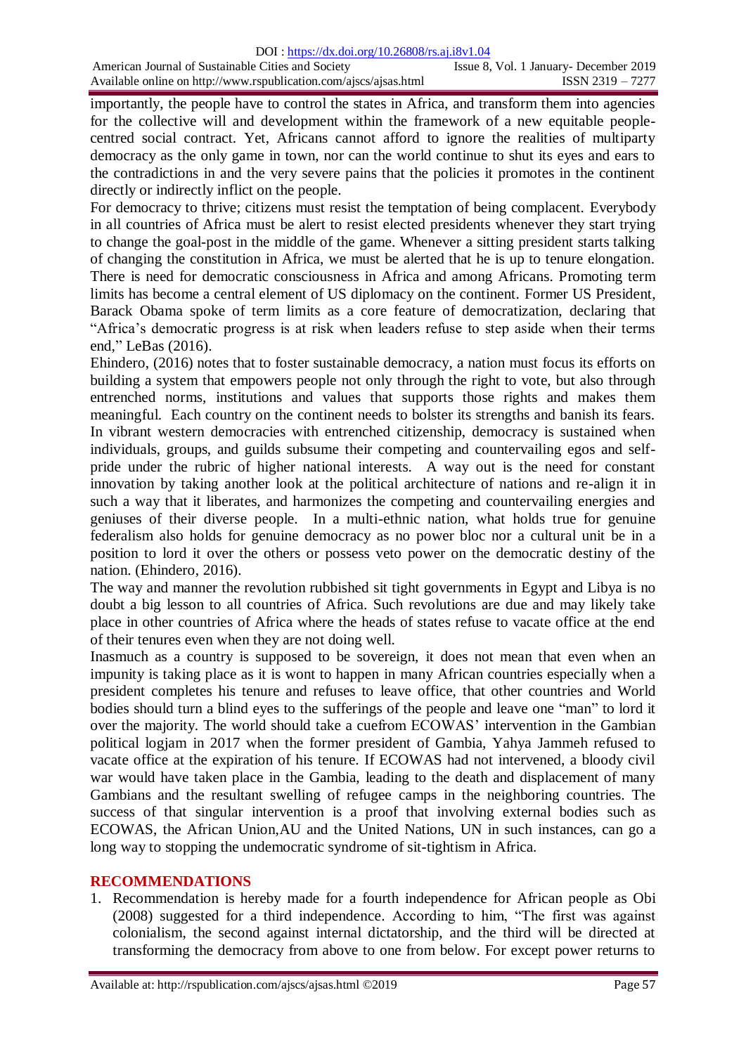importantly, the people have to control the states in Africa, and transform them into agencies for the collective will and development within the framework of a new equitable people-centred social contract. Yet, Africans cannot afford to ignore the realities of multiparty democracy as the only game in town, nor can the world continue to shut its eyes and ears to the contradictions in and the very severe pains that the policies it promotes in the continent directly or indirectly inflict on the people.

For democracy to thrive; citizens must resist the temptation of being complacent. Everybody in all countries of Africa must be alert to resist elected presidents whenever they start trying to change the goal-post in the middle of the game. Whenever a sitting president starts talking of changing the constitution in Africa, we must be alerted that he is up to tenure elongation. There is need for democratic consciousness in Africa and among Africans. Promoting term limits has become a central element of US diplomacy on the continent. Former US President, Barack Obama spoke of term limits as a core feature of democratization, declaring that "Africa's democratic progress is at risk when leaders refuse to step aside when their terms end," LeBas (2016).

Ehindero, (2016) notes that to foster sustainable democracy, a nation must focus its efforts on building a system that empowers people not only through the right to vote, but also through entrenched norms, institutions and values that supports those rights and makes them meaningful. Each country on the continent needs to bolster its strengths and banish its fears. In vibrant western democracies with entrenched citizenship, democracy is sustained when individuals, groups, and guilds subsume their competing and countervailing egos and self-pride under the rubric of higher national interests. A way out is the need for constant innovation by taking another look at the political architecture of nations and re-align it in such a way that it liberates, and harmonizes the competing and countervailing energies and geniuses of their diverse people. In a multi-ethnic nation, what holds true for genuine federalism also holds for genuine democracy as no power bloc nor a cultural unit be in a position to lord it over the others or possess veto power on the democratic destiny of the nation. (Ehindero, 2016).

The way and manner the revolution rubbished sit tight governments in Egypt and Libya is no doubt a big lesson to all countries of Africa. Such revolutions are due and may likely take place in other countries of Africa where the heads of states refuse to vacate office at the end of their tenures even when they are not doing well.

Inasmuch as a country is supposed to be sovereign, it does not mean that even when an impunity is taking place as it is wont to happen in many African countries especially when a president completes his tenure and refuses to leave office, that other countries and World bodies should turn a blind eyes to the sufferings of the people and leave one "man" to lord it over the majority. The world should take a cuefrom ECOWAS' intervention in the Gambian political logjam in 2017 when the former president of Gambia, Yahya Jammeh refused to vacate office at the expiration of his tenure. If ECOWAS had not intervened, a bloody civil war would have taken place in the Gambia, leading to the death and displacement of many Gambians and the resultant swelling of refugee camps in the neighboring countries. The success of that singular intervention is a proof that involving external bodies such as ECOWAS, the African Union,AU and the United Nations, UN in such instances, can go a long way to stopping the undemocratic syndrome of sit-tightism in Africa.

## RECOMMENDATIONS

1. Recommendation is hereby made for a fourth independence for African people as Obi (2008) suggested for a third independence. According to him, "The first was against colonialism, the second against internal dictatorship, and the third will be directed at transforming the democracy from above to one from below. For except power returns to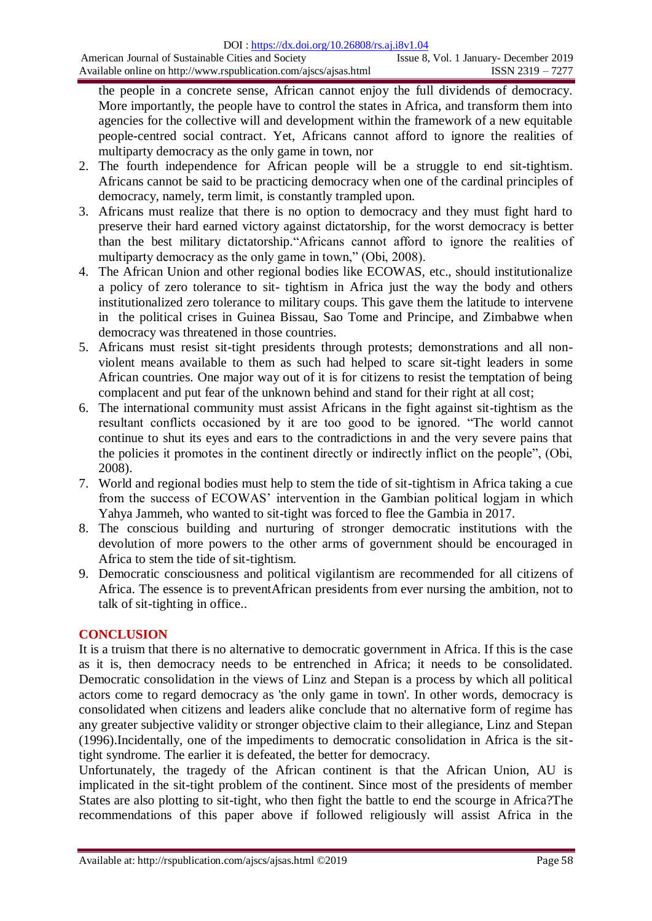the people in a concrete sense, African cannot enjoy the full dividends of democracy. More importantly, the people have to control the states in Africa, and transform them into agencies for the collective will and development within the framework of a new equitable people-centred social contract. Yet, Africans cannot afford to ignore the realities of multiparty democracy as the only game in town, nor

2. The fourth independence for African people will be a struggle to end sit-tightism. Africans cannot be said to be practicing democracy when one of the cardinal principles of democracy, namely, term limit, is constantly trampled upon.
3. Africans must realize that there is no option to democracy and they must fight hard to preserve their hard earned victory against dictatorship, for the worst democracy is better than the best military dictatorship."Africans cannot afford to ignore the realities of multiparty democracy as the only game in town," (Obi, 2008).
4. The African Union and other regional bodies like ECOWAS, etc., should institutionalize a policy of zero tolerance to sit- tightism in Africa just the way the body and others institutionalized zero tolerance to military coups. This gave them the latitude to intervene in the political crises in Guinea Bissau, Sao Tome and Principe, and Zimbabwe when democracy was threatened in those countries.
5. Africans must resist sit-tight presidents through protests; demonstrations and all non-violent means available to them as such had helped to scare sit-tight leaders in some African countries. One major way out of it is for citizens to resist the temptation of being complacent and put fear of the unknown behind and stand for their right at all cost;
6. The international community must assist Africans in the fight against sit-tightism as the resultant conflicts occasioned by it are too good to be ignored. "The world cannot continue to shut its eyes and ears to the contradictions in and the very severe pains that the policies it promotes in the continent directly or indirectly inflict on the people", (Obi, 2008).
7. World and regional bodies must help to stem the tide of sit-tightism in Africa taking a cue from the success of ECOWAS' intervention in the Gambian political logjam in which Yahya Jammeh, who wanted to sit-tight was forced to flee the Gambia in 2017.
8. The conscious building and nurturing of stronger democratic institutions with the devolution of more powers to the other arms of government should be encouraged in Africa to stem the tide of sit-tightism.
9. Democratic consciousness and political vigilantism are recommended for all citizens of Africa. The essence is to preventAfrican presidents from ever nursing the ambition, not to talk of sit-tighting in office..

## CONCLUSION

It is a truism that there is no alternative to democratic government in Africa. If this is the case as it is, then democracy needs to be entrenched in Africa; it needs to be consolidated. Democratic consolidation in the views of Linz and Stepan is a process by which all political actors come to regard democracy as 'the only game in town'. In other words, democracy is consolidated when citizens and leaders alike conclude that no alternative form of regime has any greater subjective validity or stronger objective claim to their allegiance, Linz and Stepan (1996).Incidentally, one of the impediments to democratic consolidation in Africa is the sit-tight syndrome. The earlier it is defeated, the better for democracy.

Unfortunately, the tragedy of the African continent is that the African Union, AU is implicated in the sit-tight problem of the continent. Since most of the presidents of member States are also plotting to sit-tight, who then fight the battle to end the scourge in Africa?The recommendations of this paper above if followed religiously will assist Africa in the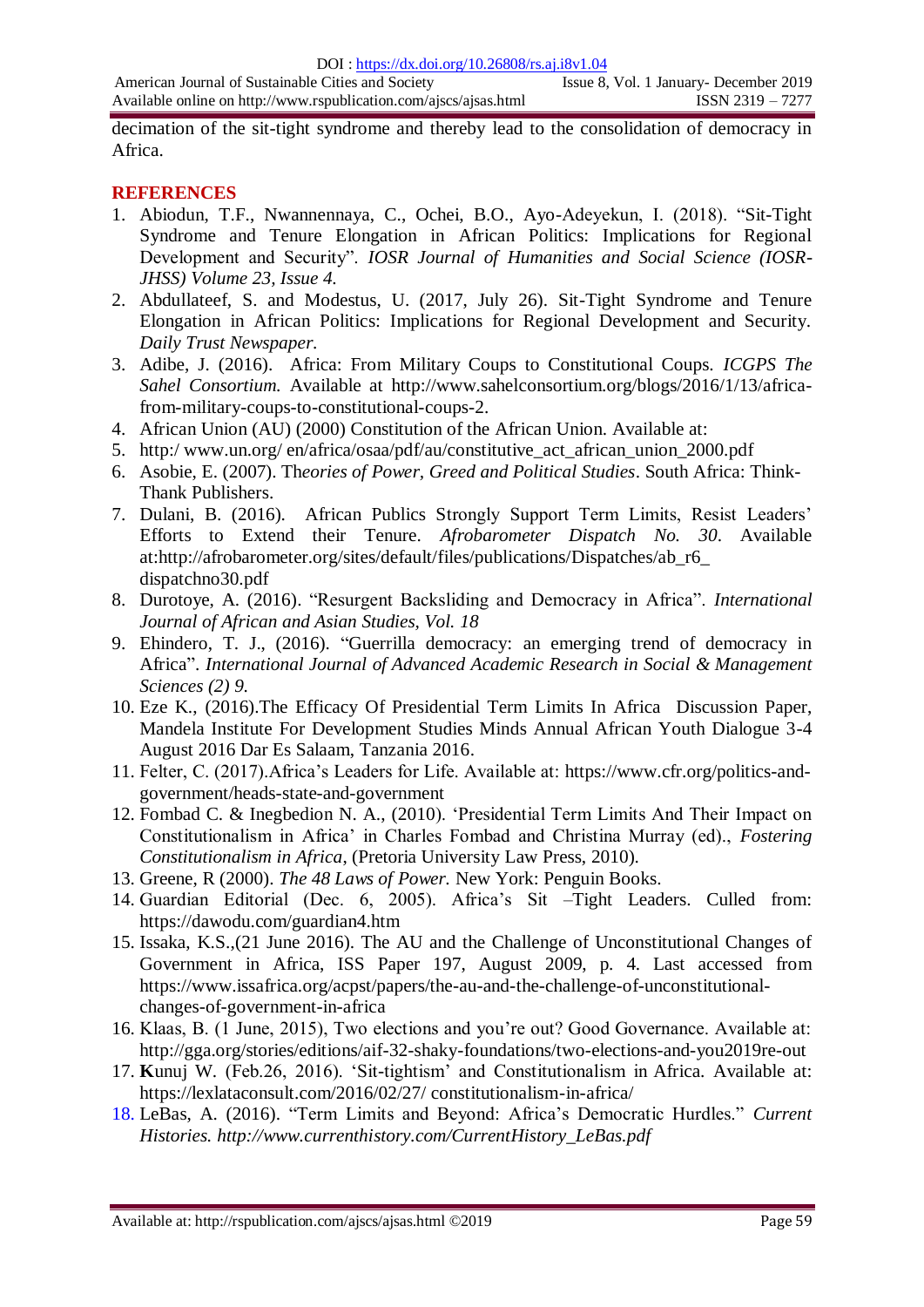decimation of the sit-tight syndrome and thereby lead to the consolidation of democracy in Africa.

## REFERENCES

1. Abiodun, T.F., Nwannennaya, C., Ochei, B.O., Ayo-Adeyekun, I. (2018). "Sit-Tight Syndrome and Tenure Elongation in African Politics: Implications for Regional Development and Security". *IOSR Journal of Humanities and Social Science (IOSR-JHSS) Volume 23, Issue 4.*
2. Abdullateef, S. and Modestus, U. (2017, July 26). Sit-Tight Syndrome and Tenure Elongation in African Politics: Implications for Regional Development and Security. *Daily Trust Newspaper.*
3. Adibe, J. (2016). Africa: From Military Coups to Constitutional Coups. *ICGPS The Sahel Consortium.* Available at http://www.sahelconsortium.org/blogs/2016/1/13/africa-from-military-coups-to-constitutional-coups-2.
4. African Union (AU) (2000) Constitution of the African Union. Available at:
5. http:/ www.un.org/ en/africa/osaa/pdf/au/constitutive_act_african_union_2000.pdf
6. Asobie, E. (2007). Th*eories of Power, Greed and Political Studies*. South Africa: Think-Thank Publishers.
7. Dulani, B. (2016). African Publics Strongly Support Term Limits, Resist Leaders' Efforts to Extend their Tenure. *Afrobarometer Dispatch No. 30*. Available at:http://afrobarometer.org/sites/default/files/publications/Dispatches/ab_r6_ dispatchno30.pdf
8. Durotoye, A. (2016). "Resurgent Backsliding and Democracy in Africa". *International Journal of African and Asian Studies, Vol. 18*
9. Ehindero, T. J., (2016). "Guerrilla democracy: an emerging trend of democracy in Africa". *International Journal of Advanced Academic Research in Social & Management Sciences (2) 9.*
10. Eze K., (2016).The Efficacy Of Presidential Term Limits In Africa Discussion Paper, Mandela Institute For Development Studies Minds Annual African Youth Dialogue 3-4 August 2016 Dar Es Salaam, Tanzania 2016.
11. Felter, C. (2017).Africa's Leaders for Life. Available at: https://www.cfr.org/politics-and-government/heads-state-and-government
12. Fombad C. & Inegbedion N. A., (2010). 'Presidential Term Limits And Their Impact on Constitutionalism in Africa' in Charles Fombad and Christina Murray (ed)., *Fostering Constitutionalism in Africa*, (Pretoria University Law Press, 2010).
13. Greene, R (2000). *The 48 Laws of Power.* New York: Penguin Books.
14. Guardian Editorial (Dec. 6, 2005). Africa's Sit –Tight Leaders. Culled from: https://dawodu.com/guardian4.htm
15. Issaka, K.S.,(21 June 2016). The AU and the Challenge of Unconstitutional Changes of Government in Africa, ISS Paper 197, August 2009, p. 4. Last accessed from https://www.issafrica.org/acpst/papers/the-au-and-the-challenge-of-unconstitutional-changes-of-government-in-africa
16. Klaas, B. (1 June, 2015), Two elections and you're out? Good Governance. Available at: http://gga.org/stories/editions/aif-32-shaky-foundations/two-elections-and-you2019re-out
17. **K**unuj W. (Feb.26, 2016). 'Sit-tightism' and Constitutionalism in Africa. Available at: https://lexlataconsult.com/2016/02/27/ constitutionalism-in-africa/
18. LeBas, A. (2016). "Term Limits and Beyond: Africa's Democratic Hurdles." *Current Histories. http://www.currenthistory.com/CurrentHistory_LeBas.pdf*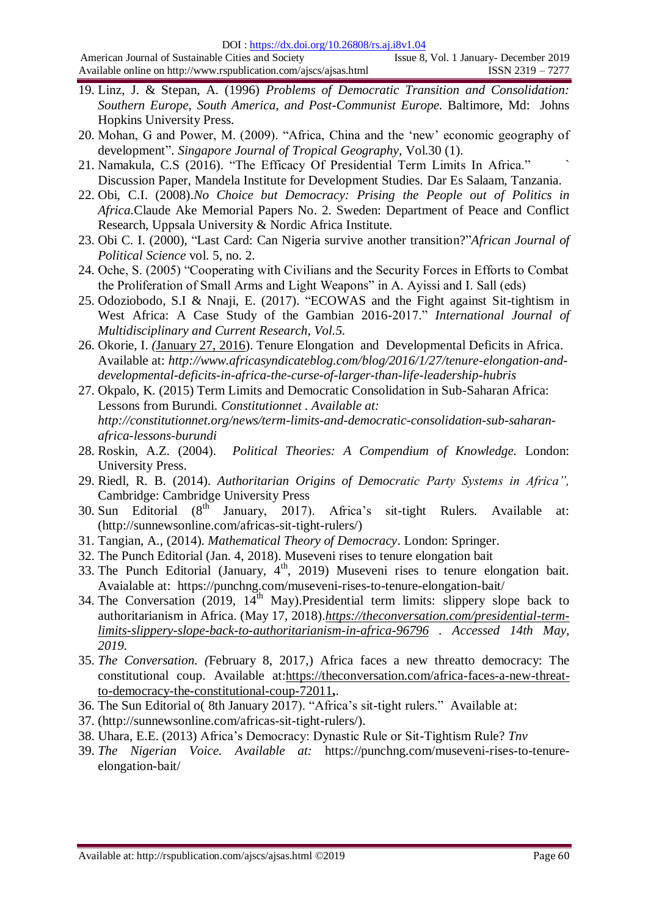19. Linz, J. & Stepan, A. (1996) *Problems of Democratic Transition and Consolidation: Southern Europe, South America, and Post-Communist Europe.* Baltimore, Md: Johns Hopkins University Press.
20. Mohan, G and Power, M. (2009). "Africa, China and the 'new' economic geography of development". *Singapore Journal of Tropical Geography*, Vol.30 (1).
21. Namakula, C.S (2016). "The Efficacy Of Presidential Term Limits In Africa." ` Discussion Paper, Mandela Institute for Development Studies. Dar Es Salaam, Tanzania.
22. Obi, C.I. (2008).*No Choice but Democracy: Prising the People out of Politics in Africa.*Claude Ake Memorial Papers No. 2. Sweden: Department of Peace and Conflict Research, Uppsala University & Nordic Africa Institute.
23. Obi C. I. (2000), "Last Card: Can Nigeria survive another transition?"*African Journal of Political Science* vol. 5, no. 2.
24. Oche, S. (2005) "Cooperating with Civilians and the Security Forces in Efforts to Combat the Proliferation of Small Arms and Light Weapons" in A. Ayissi and I. Sall (eds)
25. Odoziobodo, S.I & Nnaji, E. (2017). "ECOWAS and the Fight against Sit-tightism in West Africa: A Case Study of the Gambian 2016-2017." *International Journal of Multidisciplinary and Current Research, Vol.5.*
26. Okorie, I. *(*January 27, 2016). Tenure Elongation and Developmental Deficits in Africa. Available at: *http://www.africasyndicateblog.com/blog/2016/1/27/tenure-elongation-and-developmental-deficits-in-africa-the-curse-of-larger-than-life-leadership-hubris*
27. Okpalo, K. (2015) Term Limits and Democratic Consolidation in Sub-Saharan Africa: Lessons from Burundi. *Constitutionnet . Available at: http://constitutionnet.org/news/term-limits-and-democratic-consolidation-sub-saharan-africa-lessons-burundi*
28. Roskin, A.Z. (2004). *Political Theories: A Compendium of Knowledge.* London: University Press.
29. Riedl, R. B. (2014). *Authoritarian Origins of Democratic Party Systems in Africa",* Cambridge: Cambridge University Press
30. Sun Editorial (8th January, 2017). Africa's sit-tight Rulers. Available at: (http://sunnewsonline.com/africas-sit-tight-rulers/)
31. Tangian, A., (2014). *Mathematical Theory of Democracy*. London: Springer.
32. The Punch Editorial (Jan. 4, 2018). Museveni rises to tenure elongation bait
33. The Punch Editorial (January, 4th, 2019) Museveni rises to tenure elongation bait. Avaialable at: https://punchng.com/museveni-rises-to-tenure-elongation-bait/
34. The Conversation (2019, 14th May).Presidential term limits: slippery slope back to authoritarianism in Africa. (May 17, 2018).*https://theconversation.com/presidential-term-limits-slippery-slope-back-to-authoritarianism-in-africa-96796 . Accessed 14th May, 2019.*
35. *The Conversation. (*February 8, 2017,) Africa faces a new threatto democracy: The constitutional coup. Available at:https://theconversation.com/africa-faces-a-new-threat-to-democracy-the-constitutional-coup-72011**,**.
36. The Sun Editorial o( 8th January 2017). "Africa's sit-tight rulers." Available at:
37. (http://sunnewsonline.com/africas-sit-tight-rulers/).
38. Uhara, E.E. (2013) Africa's Democracy: Dynastic Rule or Sit-Tightism Rule? *Tnv*
39. *The Nigerian Voice. Available at:* https://punchng.com/museveni-rises-to-tenure-elongation-bait/